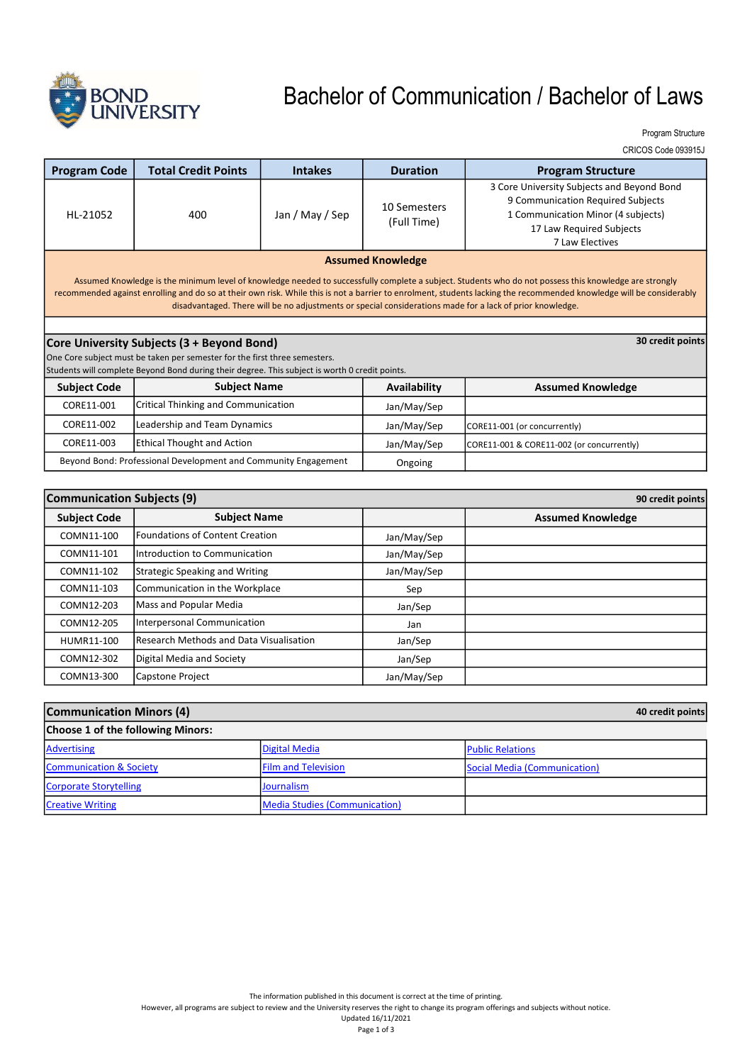# Bachelor of Communication / Bachelor of Laws

Program Structure

CRICOS Code 093915J

| Program Code | Total Credit Points | Intakes | Duration | Program Structure |
|---|---|---|---|---|
| HL-21052 | 400 | Jan / May / Sep | 10 Semesters (Full Time) | 3 Core University Subjects and Beyond Bond<br>9 Communication Required Subjects<br>1 Communication Minor (4 subjects)<br>17 Law Required Subjects<br>7 Law Electives |

**Assumed Knowledge**

Assumed Knowledge is the minimum level of knowledge needed to successfully complete a subject. Students who do not possess this knowledge are strongly recommended against enrolling and do so at their own risk. While this is not a barrier to enrolment, students lacking the recommended knowledge will be considerably disadvantaged. There will be no adjustments or special considerations made for a lack of prior knowledge.

## Core University Subjects (3 + Beyond Bond)

**30 credit points**

One Core subject must be taken per semester for the first three semesters.
Students will complete Beyond Bond during their degree. This subject is worth 0 credit points.

| Subject Code | Subject Name | Availability | Assumed Knowledge |
|---|---|---|---|
| CORE11-001 | Critical Thinking and Communication | Jan/May/Sep | |
| CORE11-002 | Leadership and Team Dynamics | Jan/May/Sep | CORE11-001 (or concurrently) |
| CORE11-003 | Ethical Thought and Action | Jan/May/Sep | CORE11-001 & CORE11-002 (or concurrently) |
| Beyond Bond: Professional Development and Community Engagement | | Ongoing | |

## Communication Subjects (9)

**90 credit points**

| Subject Code | Subject Name | | Assumed Knowledge |
|---|---|---|---|
| COMN11-100 | Foundations of Content Creation | Jan/May/Sep | |
| COMN11-101 | Introduction to Communication | Jan/May/Sep | |
| COMN11-102 | Strategic Speaking and Writing | Jan/May/Sep | |
| COMN11-103 | Communication in the Workplace | Sep | |
| COMN12-203 | Mass and Popular Media | Jan/Sep | |
| COMN12-205 | Interpersonal Communication | Jan | |
| HUMR11-100 | Research Methods and Data Visualisation | Jan/Sep | |
| COMN12-302 | Digital Media and Society | Jan/Sep | |
| COMN13-300 | Capstone Project | Jan/May/Sep | |

## Communication Minors (4)

**40 credit points**

**Choose 1 of the following Minors:**

| | | |
|---|---|---|
| Advertising | Digital Media | Public Relations |
| Communication & Society | Film and Television | Social Media (Communication) |
| Corporate Storytelling | Journalism | |
| Creative Writing | Media Studies (Communication) | |

The information published in this document is correct at the time of printing.
However, all programs are subject to review and the University reserves the right to change its program offerings and subjects without notice.
Updated 16/11/2021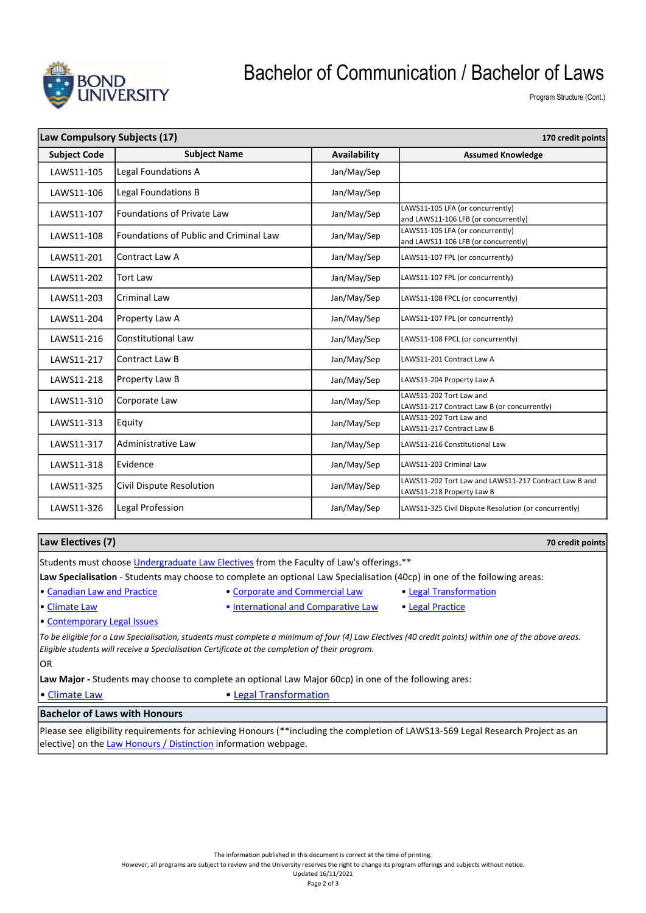# Bachelor of Communication / Bachelor of Laws

Program Structure (Cont.)

| Law Compulsory Subjects (17) | | | 170 credit points |
|---|---|---|---|
| **Subject Code** | **Subject Name** | **Availability** | **Assumed Knowledge** |
| LAWS11-105 | Legal Foundations A | Jan/May/Sep | |
| LAWS11-106 | Legal Foundations B | Jan/May/Sep | |
| LAWS11-107 | Foundations of Private Law | Jan/May/Sep | LAWS11-105 LFA (or concurrently) and LAWS11-106 LFB (or concurrently) |
| LAWS11-108 | Foundations of Public and Criminal Law | Jan/May/Sep | LAWS11-105 LFA (or concurrently) and LAWS11-106 LFB (or concurrently) |
| LAWS11-201 | Contract Law A | Jan/May/Sep | LAWS11-107 FPL (or concurrently) |
| LAWS11-202 | Tort Law | Jan/May/Sep | LAWS11-107 FPL (or concurrently) |
| LAWS11-203 | Criminal Law | Jan/May/Sep | LAWS11-108 FPCL (or concurrently) |
| LAWS11-204 | Property Law A | Jan/May/Sep | LAWS11-107 FPL (or concurrently) |
| LAWS11-216 | Constitutional Law | Jan/May/Sep | LAWS11-108 FPCL (or concurrently) |
| LAWS11-217 | Contract Law B | Jan/May/Sep | LAWS11-201 Contract Law A |
| LAWS11-218 | Property Law B | Jan/May/Sep | LAWS11-204 Property Law A |
| LAWS11-310 | Corporate Law | Jan/May/Sep | LAWS11-202 Tort Law and LAWS11-217 Contract Law B (or concurrently) |
| LAWS11-313 | Equity | Jan/May/Sep | LAWS11-202 Tort Law and LAWS11-217 Contract Law B |
| LAWS11-317 | Administrative Law | Jan/May/Sep | LAWS11-216 Constitutional Law |
| LAWS11-318 | Evidence | Jan/May/Sep | LAWS11-203 Criminal Law |
| LAWS11-325 | Civil Dispute Resolution | Jan/May/Sep | LAWS11-202 Tort Law and LAWS11-217 Contract Law B and LAWS11-218 Property Law B |
| LAWS11-326 | Legal Profession | Jan/May/Sep | LAWS11-325 Civil Dispute Resolution (or concurrently) |

## Law Electives (7) — 70 credit points

Students must choose Undergraduate Law Electives from the Faculty of Law's offerings.**

**Law Specialisation** - Students may choose to complete an optional Law Specialisation (40cp) in one of the following areas:

- Canadian Law and Practice
- Corporate and Commercial Law
- Legal Transformation
- Climate Law
- International and Comparative Law
- Legal Practice
- Contemporary Legal Issues

*To be eligible for a Law Specialisation, students must complete a minimum of four (4) Law Electives (40 credit points) within one of the above areas. Eligible students will receive a Specialisation Certificate at the completion of their program.*

OR

**Law Major -** Students may choose to complete an optional Law Major 60cp) in one of the following ares:

- Climate Law
- Legal Transformation

## Bachelor of Laws with Honours

Please see eligibility requirements for achieving Honours (**including the completion of LAWS13-569 Legal Research Project as an elective) on the Law Honours / Distinction information webpage.

The information published in this document is correct at the time of printing.
However, all programs are subject to review and the University reserves the right to change its program offerings and subjects without notice.
Updated 16/11/2021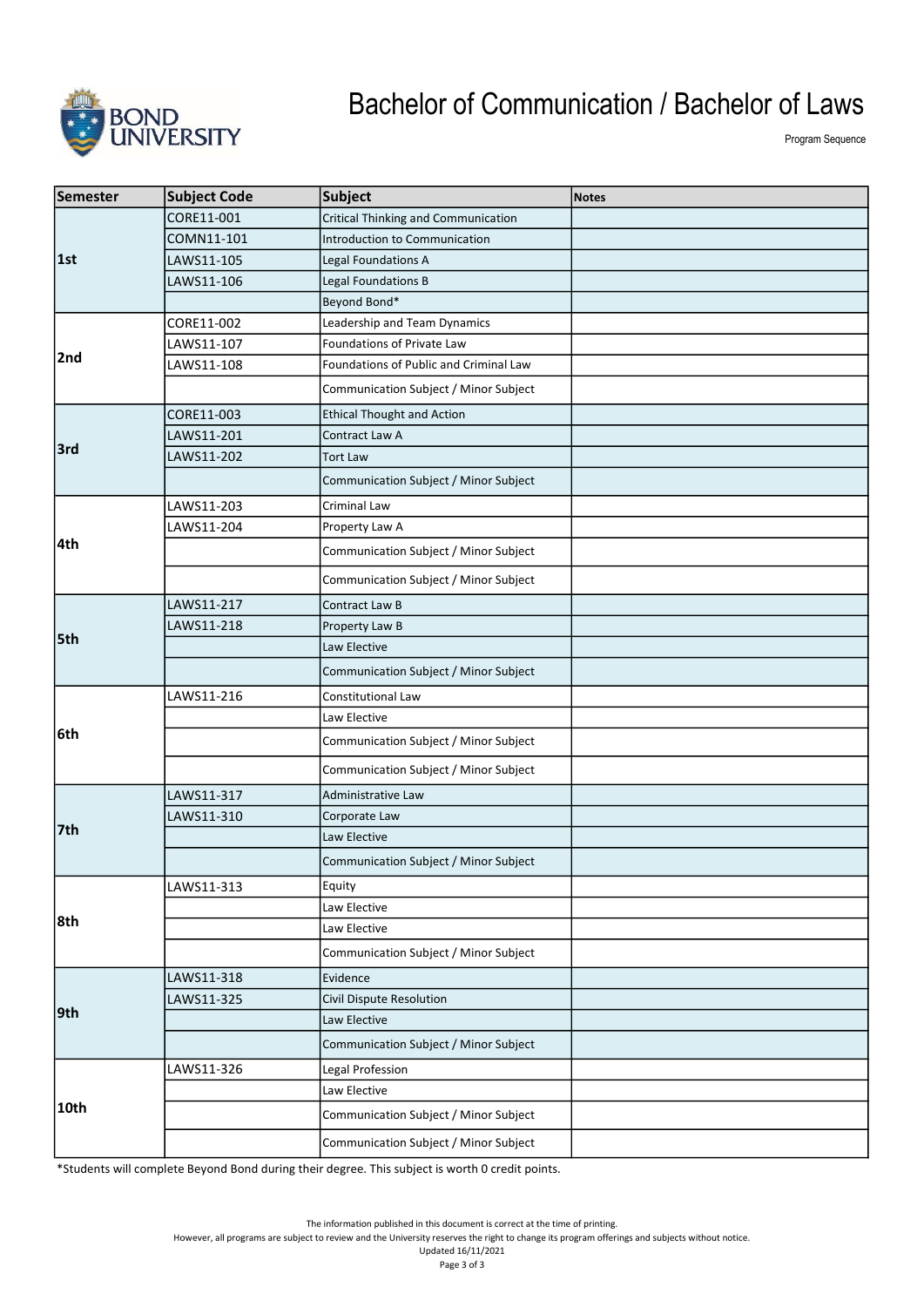# Bachelor of Communication / Bachelor of Laws

Program Sequence

| Semester | Subject Code | Subject | Notes |
|---|---|---|---|
| 1st | CORE11-001 | Critical Thinking and Communication | |
| | COMN11-101 | Introduction to Communication | |
| | LAWS11-105 | Legal Foundations A | |
| | LAWS11-106 | Legal Foundations B | |
| | | Beyond Bond* | |
| 2nd | CORE11-002 | Leadership and Team Dynamics | |
| | LAWS11-107 | Foundations of Private Law | |
| | LAWS11-108 | Foundations of Public and Criminal Law | |
| | | Communication Subject / Minor Subject | |
| 3rd | CORE11-003 | Ethical Thought and Action | |
| | LAWS11-201 | Contract Law A | |
| | LAWS11-202 | Tort Law | |
| | | Communication Subject / Minor Subject | |
| 4th | LAWS11-203 | Criminal Law | |
| | LAWS11-204 | Property Law A | |
| | | Communication Subject / Minor Subject | |
| | | Communication Subject / Minor Subject | |
| 5th | LAWS11-217 | Contract Law B | |
| | LAWS11-218 | Property Law B | |
| | | Law Elective | |
| | | Communication Subject / Minor Subject | |
| 6th | LAWS11-216 | Constitutional Law | |
| | | Law Elective | |
| | | Communication Subject / Minor Subject | |
| | | Communication Subject / Minor Subject | |
| 7th | LAWS11-317 | Administrative Law | |
| | LAWS11-310 | Corporate Law | |
| | | Law Elective | |
| | | Communication Subject / Minor Subject | |
| 8th | LAWS11-313 | Equity | |
| | | Law Elective | |
| | | Law Elective | |
| | | Communication Subject / Minor Subject | |
| 9th | LAWS11-318 | Evidence | |
| | LAWS11-325 | Civil Dispute Resolution | |
| | | Law Elective | |
| | | Communication Subject / Minor Subject | |
| 10th | LAWS11-326 | Legal Profession | |
| | | Law Elective | |
| | | Communication Subject / Minor Subject | |
| | | Communication Subject / Minor Subject | |

*Students will complete Beyond Bond during their degree. This subject is worth 0 credit points.

The information published in this document is correct at the time of printing.
However, all programs are subject to review and the University reserves the right to change its program offerings and subjects without notice.
Updated 16/11/2021